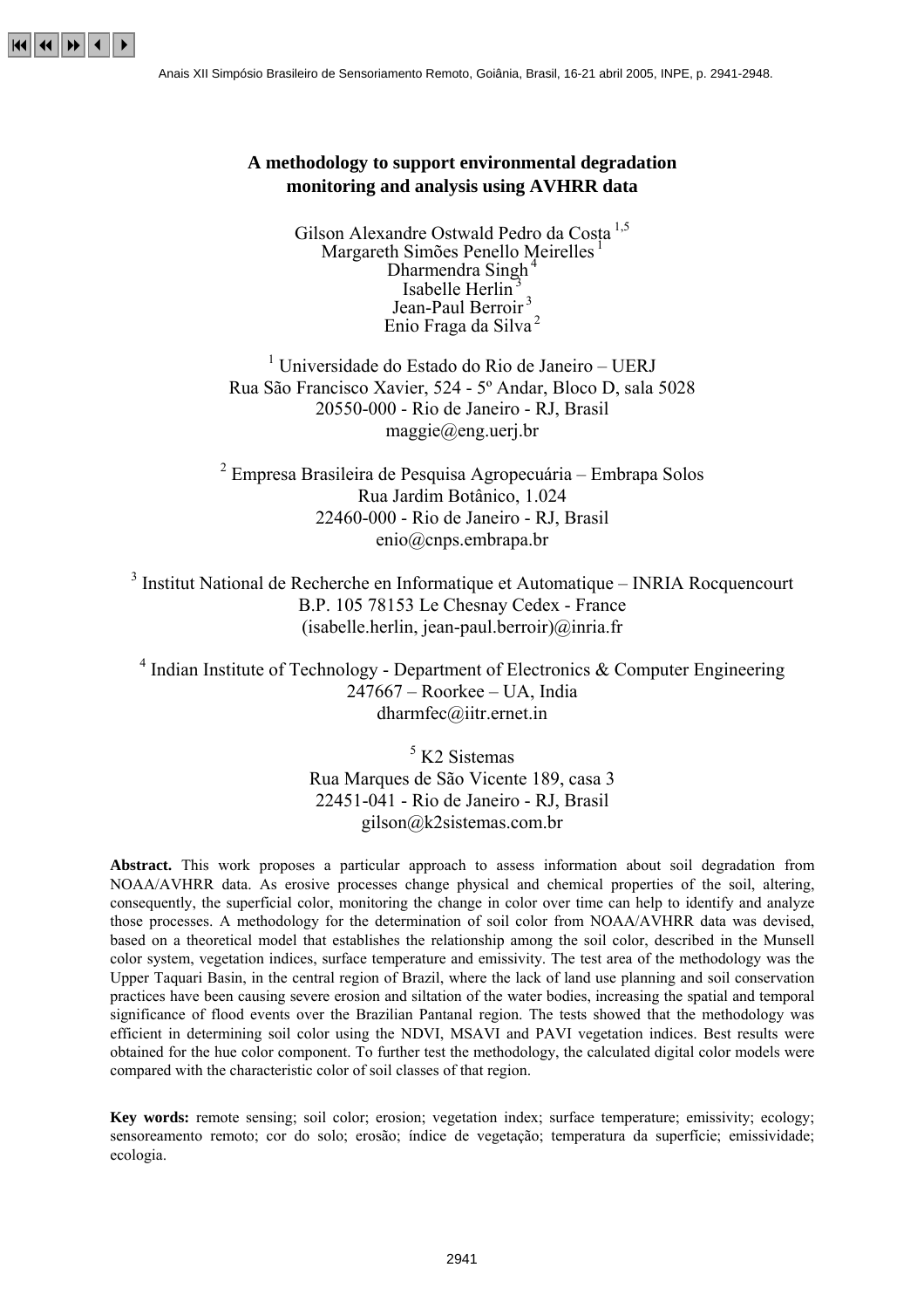# A methodology to support environmental degradation monitoring and analysis using AVHRR data

Gilson Alexandre Ostwald Pedro da Costa [1,5]
Margareth Simões Penello Meirelles [1]
Dharmendra Singh [4]
Isabelle Herlin [3]
Jean-Paul Berroir [3]
Enio Fraga da Silva [2]

[1] Universidade do Estado do Rio de Janeiro – UERJ
Rua São Francisco Xavier, 524 - 5º Andar, Bloco D, sala 5028
20550-000 - Rio de Janeiro - RJ, Brasil
maggie@eng.uerj.br

[2] Empresa Brasileira de Pesquisa Agropecuária – Embrapa Solos
Rua Jardim Botânico, 1.024
22460-000 - Rio de Janeiro - RJ, Brasil
enio@cnps.embrapa.br

[3] Institut National de Recherche en Informatique et Automatique – INRIA Rocquencourt
B.P. 105 78153 Le Chesnay Cedex - France
(isabelle.herlin, jean-paul.berroir)@inria.fr

[4] Indian Institute of Technology - Department of Electronics & Computer Engineering
247667 – Roorkee – UA, India
dharmfec@iitr.ernet.in

[5] K2 Sistemas
Rua Marques de São Vicente 189, casa 3
22451-041 - Rio de Janeiro - RJ, Brasil
gilson@k2sistemas.com.br

**Abstract.** This work proposes a particular approach to assess information about soil degradation from NOAA/AVHRR data. As erosive processes change physical and chemical properties of the soil, altering, consequently, the superficial color, monitoring the change in color over time can help to identify and analyze those processes. A methodology for the determination of soil color from NOAA/AVHRR data was devised, based on a theoretical model that establishes the relationship among the soil color, described in the Munsell color system, vegetation indices, surface temperature and emissivity. The test area of the methodology was the Upper Taquari Basin, in the central region of Brazil, where the lack of land use planning and soil conservation practices have been causing severe erosion and siltation of the water bodies, increasing the spatial and temporal significance of flood events over the Brazilian Pantanal region. The tests showed that the methodology was efficient in determining soil color using the NDVI, MSAVI and PAVI vegetation indices. Best results were obtained for the hue color component. To further test the methodology, the calculated digital color models were compared with the characteristic color of soil classes of that region.

**Key words:** remote sensing; soil color; erosion; vegetation index; surface temperature; emissivity; ecology; sensoreamento remoto; cor do solo; erosão; índice de vegetação; temperatura da superfície; emissividade; ecologia.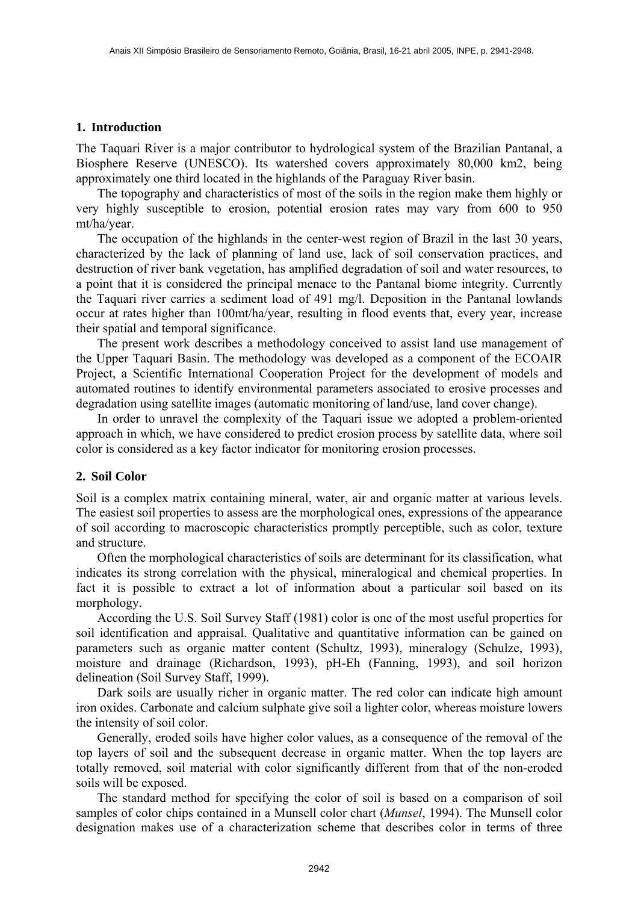## 1. Introduction

The Taquari River is a major contributor to hydrological system of the Brazilian Pantanal, a Biosphere Reserve (UNESCO). Its watershed covers approximately 80,000 km2, being approximately one third located in the highlands of the Paraguay River basin.

The topography and characteristics of most of the soils in the region make them highly or very highly susceptible to erosion, potential erosion rates may vary from 600 to 950 mt/ha/year.

The occupation of the highlands in the center-west region of Brazil in the last 30 years, characterized by the lack of planning of land use, lack of soil conservation practices, and destruction of river bank vegetation, has amplified degradation of soil and water resources, to a point that it is considered the principal menace to the Pantanal biome integrity. Currently the Taquari river carries a sediment load of 491 mg/l. Deposition in the Pantanal lowlands occur at rates higher than 100mt/ha/year, resulting in flood events that, every year, increase their spatial and temporal significance.

The present work describes a methodology conceived to assist land use management of the Upper Taquari Basin. The methodology was developed as a component of the ECOAIR Project, a Scientific International Cooperation Project for the development of models and automated routines to identify environmental parameters associated to erosive processes and degradation using satellite images (automatic monitoring of land/use, land cover change).

In order to unravel the complexity of the Taquari issue we adopted a problem-oriented approach in which, we have considered to predict erosion process by satellite data, where soil color is considered as a key factor indicator for monitoring erosion processes.

## 2. Soil Color

Soil is a complex matrix containing mineral, water, air and organic matter at various levels. The easiest soil properties to assess are the morphological ones, expressions of the appearance of soil according to macroscopic characteristics promptly perceptible, such as color, texture and structure.

Often the morphological characteristics of soils are determinant for its classification, what indicates its strong correlation with the physical, mineralogical and chemical properties. In fact it is possible to extract a lot of information about a particular soil based on its morphology.

According the U.S. Soil Survey Staff (1981) color is one of the most useful properties for soil identification and appraisal. Qualitative and quantitative information can be gained on parameters such as organic matter content (Schultz, 1993), mineralogy (Schulze, 1993), moisture and drainage (Richardson, 1993), pH-Eh (Fanning, 1993), and soil horizon delineation (Soil Survey Staff, 1999).

Dark soils are usually richer in organic matter. The red color can indicate high amount iron oxides. Carbonate and calcium sulphate give soil a lighter color, whereas moisture lowers the intensity of soil color.

Generally, eroded soils have higher color values, as a consequence of the removal of the top layers of soil and the subsequent decrease in organic matter. When the top layers are totally removed, soil material with color significantly different from that of the non-eroded soils will be exposed.

The standard method for specifying the color of soil is based on a comparison of soil samples of color chips contained in a Munsell color chart (*Munsel*, 1994). The Munsell color designation makes use of a characterization scheme that describes color in terms of three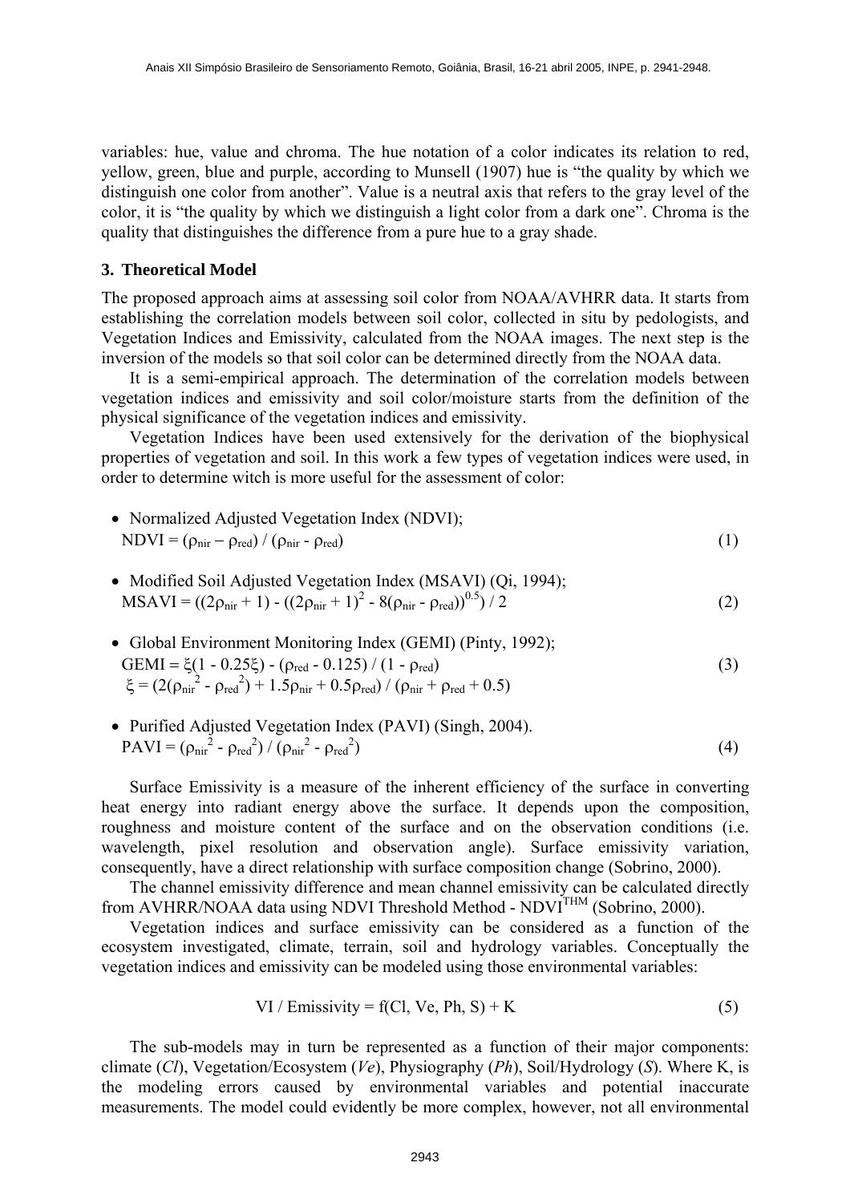variables: hue, value and chroma. The hue notation of a color indicates its relation to red, yellow, green, blue and purple, according to Munsell (1907) hue is "the quality by which we distinguish one color from another". Value is a neutral axis that refers to the gray level of the color, it is "the quality by which we distinguish a light color from a dark one". Chroma is the quality that distinguishes the difference from a pure hue to a gray shade.

## 3. Theoretical Model

The proposed approach aims at assessing soil color from NOAA/AVHRR data. It starts from establishing the correlation models between soil color, collected in situ by pedologists, and Vegetation Indices and Emissivity, calculated from the NOAA images. The next step is the inversion of the models so that soil color can be determined directly from the NOAA data.

It is a semi-empirical approach. The determination of the correlation models between vegetation indices and emissivity and soil color/moisture starts from the definition of the physical significance of the vegetation indices and emissivity.

Vegetation Indices have been used extensively for the derivation of the biophysical properties of vegetation and soil. In this work a few types of vegetation indices were used, in order to determine witch is more useful for the assessment of color:

- Normalized Adjusted Vegetation Index (NDVI);

$$NDVI = (\rho_{nir} - \rho_{red}) / (\rho_{nir} - \rho_{red}) \tag{1}$$

- Modified Soil Adjusted Vegetation Index (MSAVI) (Qi, 1994);

$$MSAVI = ((2\rho_{nir} + 1) - ((2\rho_{nir} + 1)^2 - 8(\rho_{nir} - \rho_{red}))^{0.5}) / 2 \tag{2}$$

- Global Environment Monitoring Index (GEMI) (Pinty, 1992);

$$GEMI = \xi(1 - 0.25\xi) - (\rho_{red} - 0.125) / (1 - \rho_{red}) \tag{3}$$

$$\xi = (2(\rho_{nir}^2 - \rho_{red}^2) + 1.5\rho_{nir} + 0.5\rho_{red}) / (\rho_{nir} + \rho_{red} + 0.5)$$

- Purified Adjusted Vegetation Index (PAVI) (Singh, 2004).

$$PAVI = (\rho_{nir}^2 - \rho_{red}^2) / (\rho_{nir}^2 - \rho_{red}^2) \tag{4}$$

Surface Emissivity is a measure of the inherent efficiency of the surface in converting heat energy into radiant energy above the surface. It depends upon the composition, roughness and moisture content of the surface and on the observation conditions (i.e. wavelength, pixel resolution and observation angle). Surface emissivity variation, consequently, have a direct relationship with surface composition change (Sobrino, 2000).

The channel emissivity difference and mean channel emissivity can be calculated directly from AVHRR/NOAA data using NDVI Threshold Method - $NDVI^{THM}$ (Sobrino, 2000).

Vegetation indices and surface emissivity can be considered as a function of the ecosystem investigated, climate, terrain, soil and hydrology variables. Conceptually the vegetation indices and emissivity can be modeled using those environmental variables:

$$VI / Emissivity = f(Cl, Ve, Ph, S) + K \tag{5}$$

The sub-models may in turn be represented as a function of their major components: climate (*Cl*), Vegetation/Ecosystem (*Ve*), Physiography (*Ph*), Soil/Hydrology (*S*). Where K, is the modeling errors caused by environmental variables and potential inaccurate measurements. The model could evidently be more complex, however, not all environmental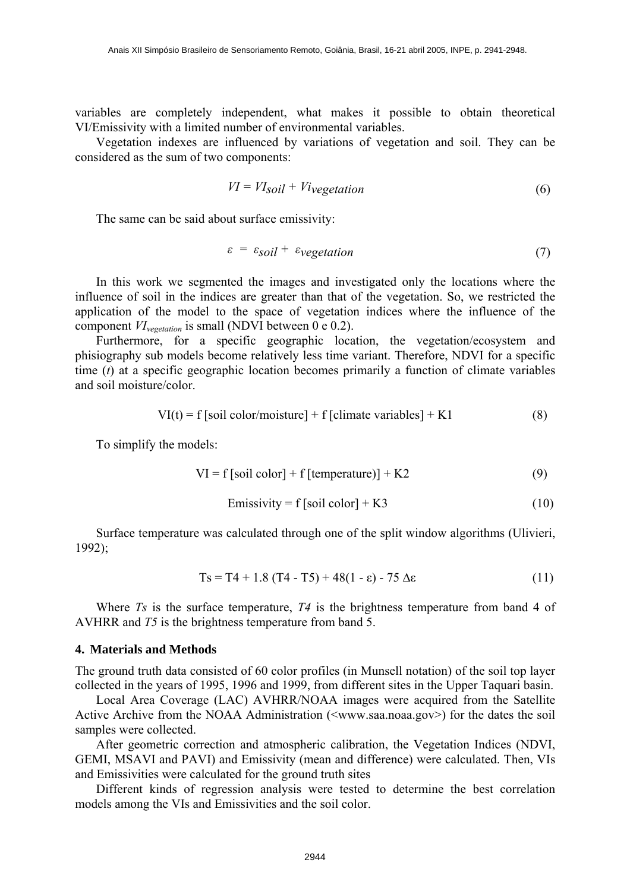variables are completely independent, what makes it possible to obtain theoretical VI/Emissivity with a limited number of environmental variables.

Vegetation indexes are influenced by variations of vegetation and soil. They can be considered as the sum of two components:

$$VI = VI_{soil} + Vi_{vegetation} \tag{6}$$

The same can be said about surface emissivity:

$$\varepsilon = \varepsilon_{soil} + \varepsilon_{vegetation} \tag{7}$$

In this work we segmented the images and investigated only the locations where the influence of soil in the indices are greater than that of the vegetation. So, we restricted the application of the model to the space of vegetation indices where the influence of the component $VI_{vegetation}$ is small (NDVI between 0 e 0.2).

Furthermore, for a specific geographic location, the vegetation/ecosystem and phisiography sub models become relatively less time variant. Therefore, NDVI for a specific time (*t*) at a specific geographic location becomes primarily a function of climate variables and soil moisture/color.

$$\text{VI(t)} = \text{f [soil color/moisture]} + \text{f [climate variables]} + \text{K1} \tag{8}$$

To simplify the models:

$$\text{VI} = \text{f [soil color]} + \text{f [temperature)]} + \text{K2} \tag{9}$$

$$\text{Emissivity} = \text{f [soil color]} + \text{K3} \tag{10}$$

Surface temperature was calculated through one of the split window algorithms (Ulivieri, 1992);

$$Ts = T4 + 1.8\,(T4 - T5) + 48(1 - \varepsilon) - 75\,\Delta\varepsilon \tag{11}$$

Where *Ts* is the surface temperature, *T4* is the brightness temperature from band 4 of AVHRR and *T5* is the brightness temperature from band 5.

## 4. Materials and Methods

The ground truth data consisted of 60 color profiles (in Munsell notation) of the soil top layer collected in the years of 1995, 1996 and 1999, from different sites in the Upper Taquari basin.

Local Area Coverage (LAC) AVHRR/NOAA images were acquired from the Satellite Active Archive from the NOAA Administration (<www.saa.noaa.gov>) for the dates the soil samples were collected.

After geometric correction and atmospheric calibration, the Vegetation Indices (NDVI, GEMI, MSAVI and PAVI) and Emissivity (mean and difference) were calculated. Then, VIs and Emissivities were calculated for the ground truth sites

Different kinds of regression analysis were tested to determine the best correlation models among the VIs and Emissivities and the soil color.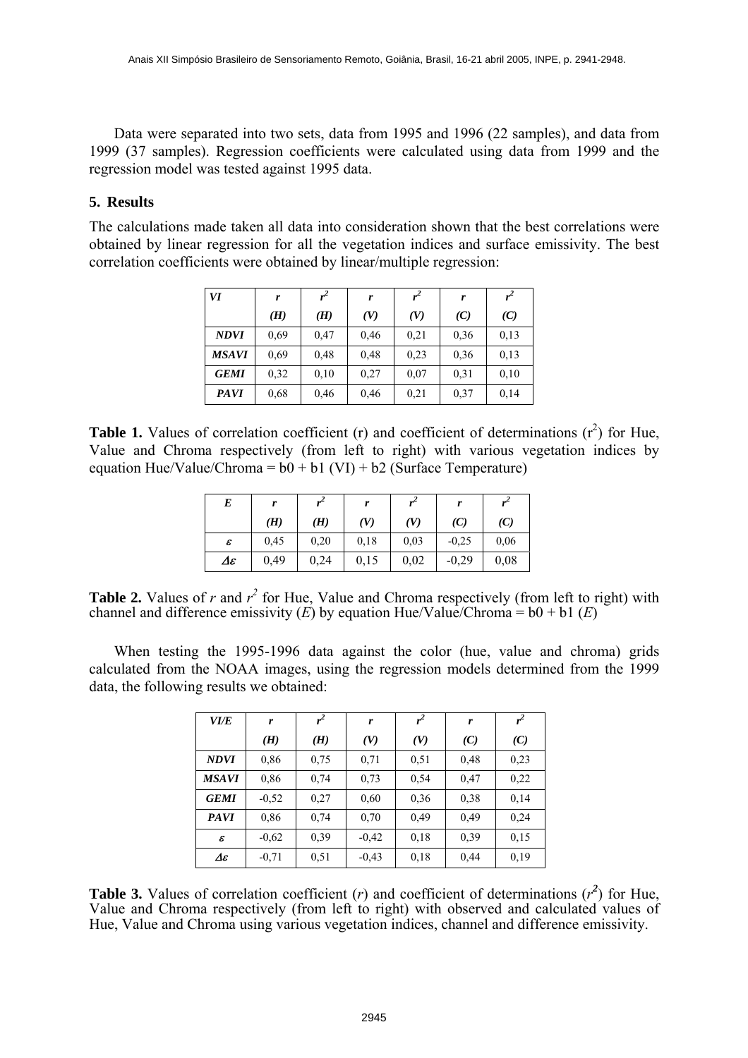Data were separated into two sets, data from 1995 and 1996 (22 samples), and data from 1999 (37 samples). Regression coefficients were calculated using data from 1999 and the regression model was tested against 1995 data.

## 5. Results

The calculations made taken all data into consideration shown that the best correlations were obtained by linear regression for all the vegetation indices and surface emissivity. The best correlation coefficients were obtained by linear/multiple regression:

| *VI* | *r* | $r^2$ | *r* | $r^2$ | *r* | $r^2$ |
|---|---|---|---|---|---|---|
| | *(H)* | *(H)* | *(V)* | *(V)* | *(C)* | *(C)* |
| ***NDVI*** | 0,69 | 0,47 | 0,46 | 0,21 | 0,36 | 0,13 |
| ***MSAVI*** | 0,69 | 0,48 | 0,48 | 0,23 | 0,36 | 0,13 |
| ***GEMI*** | 0,32 | 0,10 | 0,27 | 0,07 | 0,31 | 0,10 |
| ***PAVI*** | 0,68 | 0,46 | 0,46 | 0,21 | 0,37 | 0,14 |

**Table 1.** Values of correlation coefficient (r) and coefficient of determinations ($r^2$) for Hue, Value and Chroma respectively (from left to right) with various vegetation indices by equation Hue/Value/Chroma = b0 + b1 (VI) + b2 (Surface Temperature)

| *E* | *r* | $r^2$ | *r* | $r^2$ | *r* | $r^2$ |
|---|---|---|---|---|---|---|
| | *(H)* | *(H)* | *(V)* | *(V)* | *(C)* | *(C)* |
| $\varepsilon$ | 0,45 | 0,20 | 0,18 | 0,03 | -0,25 | 0,06 |
| $\Delta\varepsilon$ | 0,49 | 0,24 | 0,15 | 0,02 | -0,29 | 0,08 |

**Table 2.** Values of $r$ and $r^2$ for Hue, Value and Chroma respectively (from left to right) with channel and difference emissivity (*E*) by equation Hue/Value/Chroma = b0 + b1 (*E*)

When testing the 1995-1996 data against the color (hue, value and chroma) grids calculated from the NOAA images, using the regression models determined from the 1999 data, the following results we obtained:

| *VI/E* | *r* | $r^2$ | *r* | $r^2$ | *r* | $r^2$ |
|---|---|---|---|---|---|---|
| | *(H)* | *(H)* | *(V)* | *(V)* | *(C)* | *(C)* |
| ***NDVI*** | 0,86 | 0,75 | 0,71 | 0,51 | 0,48 | 0,23 |
| ***MSAVI*** | 0,86 | 0,74 | 0,73 | 0,54 | 0,47 | 0,22 |
| ***GEMI*** | -0,52 | 0,27 | 0,60 | 0,36 | 0,38 | 0,14 |
| ***PAVI*** | 0,86 | 0,74 | 0,70 | 0,49 | 0,49 | 0,24 |
| $\varepsilon$ | -0,62 | 0,39 | -0,42 | 0,18 | 0,39 | 0,15 |
| $\Delta\varepsilon$ | -0,71 | 0,51 | -0,43 | 0,18 | 0,44 | 0,19 |

**Table 3.** Values of correlation coefficient ($r$) and coefficient of determinations ($r^2$) for Hue, Value and Chroma respectively (from left to right) with observed and calculated values of Hue, Value and Chroma using various vegetation indices, channel and difference emissivity.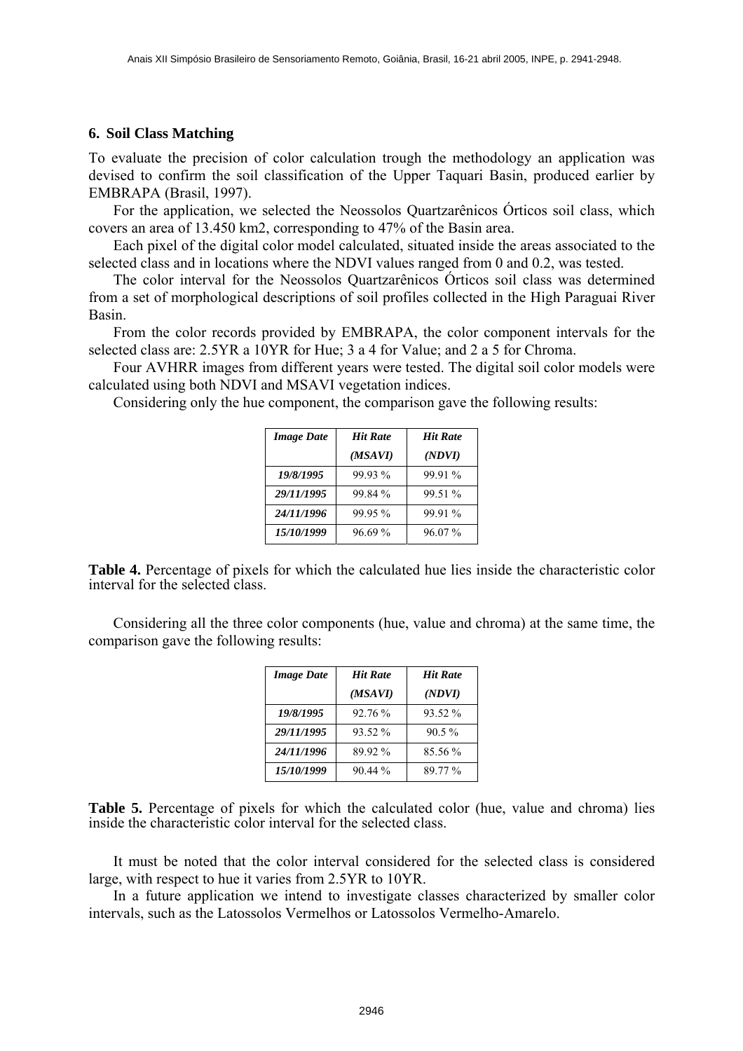## 6. Soil Class Matching

To evaluate the precision of color calculation trough the methodology an application was devised to confirm the soil classification of the Upper Taquari Basin, produced earlier by EMBRAPA (Brasil, 1997).

For the application, we selected the Neossolos Quartzarênicos Órticos soil class, which covers an area of 13.450 km2, corresponding to 47% of the Basin area.

Each pixel of the digital color model calculated, situated inside the areas associated to the selected class and in locations where the NDVI values ranged from 0 and 0.2, was tested.

The color interval for the Neossolos Quartzarênicos Órticos soil class was determined from a set of morphological descriptions of soil profiles collected in the High Paraguai River Basin.

From the color records provided by EMBRAPA, the color component intervals for the selected class are: 2.5YR a 10YR for Hue; 3 a 4 for Value; and 2 a 5 for Chroma.

Four AVHRR images from different years were tested. The digital soil color models were calculated using both NDVI and MSAVI vegetation indices.

Considering only the hue component, the comparison gave the following results:

| *Image Date* | *Hit Rate (MSAVI)* | *Hit Rate (NDVI)* |
|---|---|---|
| *19/8/1995* | 99.93 % | 99.91 % |
| *29/11/1995* | 99.84 % | 99.51 % |
| *24/11/1996* | 99.95 % | 99.91 % |
| *15/10/1999* | 96.69 % | 96.07 % |

**Table 4.** Percentage of pixels for which the calculated hue lies inside the characteristic color interval for the selected class.

Considering all the three color components (hue, value and chroma) at the same time, the comparison gave the following results:

| *Image Date* | *Hit Rate (MSAVI)* | *Hit Rate (NDVI)* |
|---|---|---|
| *19/8/1995* | 92.76 % | 93.52 % |
| *29/11/1995* | 93.52 % | 90.5 % |
| *24/11/1996* | 89.92 % | 85.56 % |
| *15/10/1999* | 90.44 % | 89.77 % |

**Table 5.** Percentage of pixels for which the calculated color (hue, value and chroma) lies inside the characteristic color interval for the selected class.

It must be noted that the color interval considered for the selected class is considered large, with respect to hue it varies from 2.5YR to 10YR.

In a future application we intend to investigate classes characterized by smaller color intervals, such as the Latossolos Vermelhos or Latossolos Vermelho-Amarelo.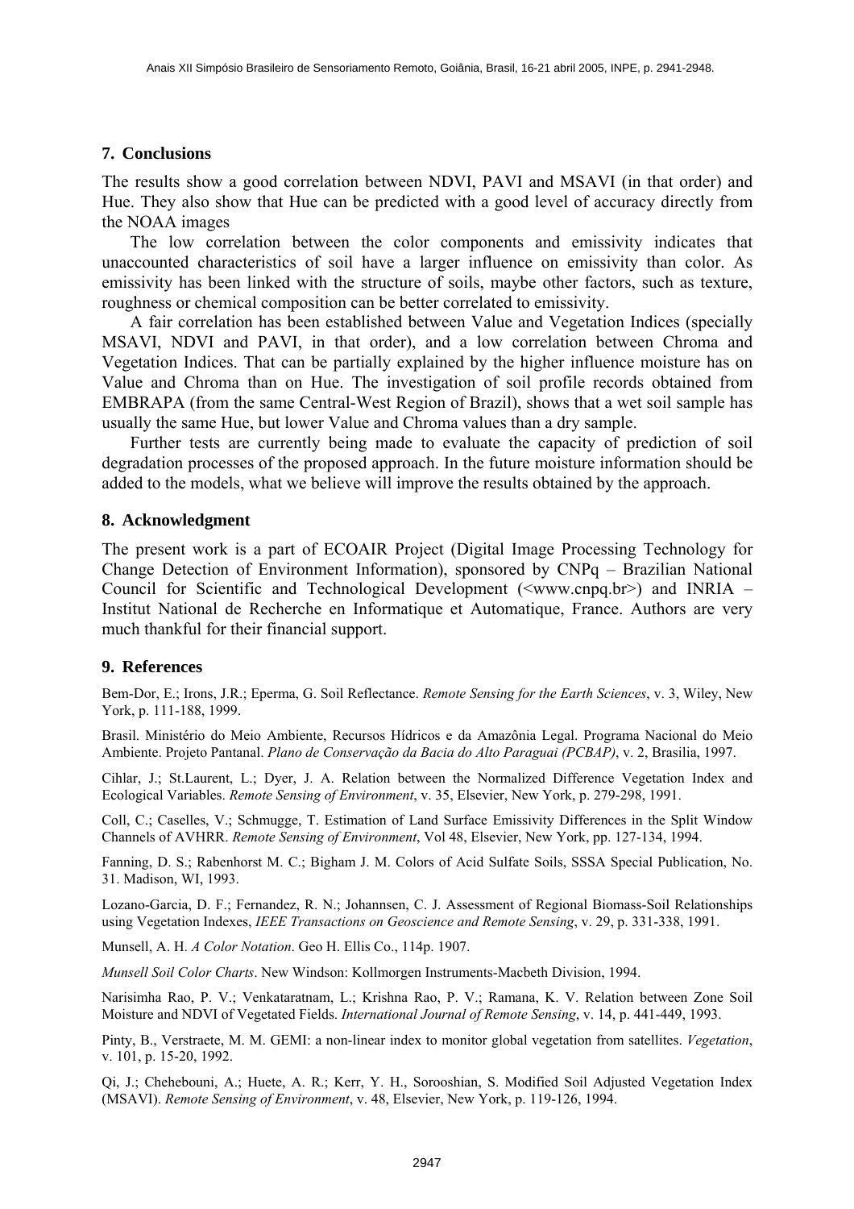## 7. Conclusions

The results show a good correlation between NDVI, PAVI and MSAVI (in that order) and Hue. They also show that Hue can be predicted with a good level of accuracy directly from the NOAA images

The low correlation between the color components and emissivity indicates that unaccounted characteristics of soil have a larger influence on emissivity than color. As emissivity has been linked with the structure of soils, maybe other factors, such as texture, roughness or chemical composition can be better correlated to emissivity.

A fair correlation has been established between Value and Vegetation Indices (specially MSAVI, NDVI and PAVI, in that order), and a low correlation between Chroma and Vegetation Indices. That can be partially explained by the higher influence moisture has on Value and Chroma than on Hue. The investigation of soil profile records obtained from EMBRAPA (from the same Central-West Region of Brazil), shows that a wet soil sample has usually the same Hue, but lower Value and Chroma values than a dry sample.

Further tests are currently being made to evaluate the capacity of prediction of soil degradation processes of the proposed approach. In the future moisture information should be added to the models, what we believe will improve the results obtained by the approach.

## 8. Acknowledgment

The present work is a part of ECOAIR Project (Digital Image Processing Technology for Change Detection of Environment Information), sponsored by CNPq – Brazilian National Council for Scientific and Technological Development (<www.cnpq.br>) and INRIA – Institut National de Recherche en Informatique et Automatique, France. Authors are very much thankful for their financial support.

## 9. References

Bem-Dor, E.; Irons, J.R.; Eperma, G. Soil Reflectance. *Remote Sensing for the Earth Sciences*, v. 3, Wiley, New York, p. 111-188, 1999.

Brasil. Ministério do Meio Ambiente, Recursos Hídricos e da Amazônia Legal. Programa Nacional do Meio Ambiente. Projeto Pantanal. *Plano de Conservação da Bacia do Alto Paraguai (PCBAP)*, v. 2, Brasilia, 1997.

Cihlar, J.; St.Laurent, L.; Dyer, J. A. Relation between the Normalized Difference Vegetation Index and Ecological Variables. *Remote Sensing of Environment*, v. 35, Elsevier, New York, p. 279-298, 1991.

Coll, C.; Caselles, V.; Schmugge, T. Estimation of Land Surface Emissivity Differences in the Split Window Channels of AVHRR. *Remote Sensing of Environment*, Vol 48, Elsevier, New York, pp. 127-134, 1994.

Fanning, D. S.; Rabenhorst M. C.; Bigham J. M. Colors of Acid Sulfate Soils, SSSA Special Publication, No. 31. Madison, WI, 1993.

Lozano-Garcia, D. F.; Fernandez, R. N.; Johannsen, C. J. Assessment of Regional Biomass-Soil Relationships using Vegetation Indexes, *IEEE Transactions on Geoscience and Remote Sensing*, v. 29, p. 331-338, 1991.

Munsell, A. H. *A Color Notation*. Geo H. Ellis Co., 114p. 1907.

*Munsell Soil Color Charts*. New Windson: Kollmorgen Instruments-Macbeth Division, 1994.

Narisimha Rao, P. V.; Venkataratnam, L.; Krishna Rao, P. V.; Ramana, K. V. Relation between Zone Soil Moisture and NDVI of Vegetated Fields. *International Journal of Remote Sensing*, v. 14, p. 441-449, 1993.

Pinty, B., Verstraete, M. M. GEMI: a non-linear index to monitor global vegetation from satellites. *Vegetation*, v. 101, p. 15-20, 1992.

Qi, J.; Chehebouni, A.; Huete, A. R.; Kerr, Y. H., Sorooshian, S. Modified Soil Adjusted Vegetation Index (MSAVI). *Remote Sensing of Environment*, v. 48, Elsevier, New York, p. 119-126, 1994.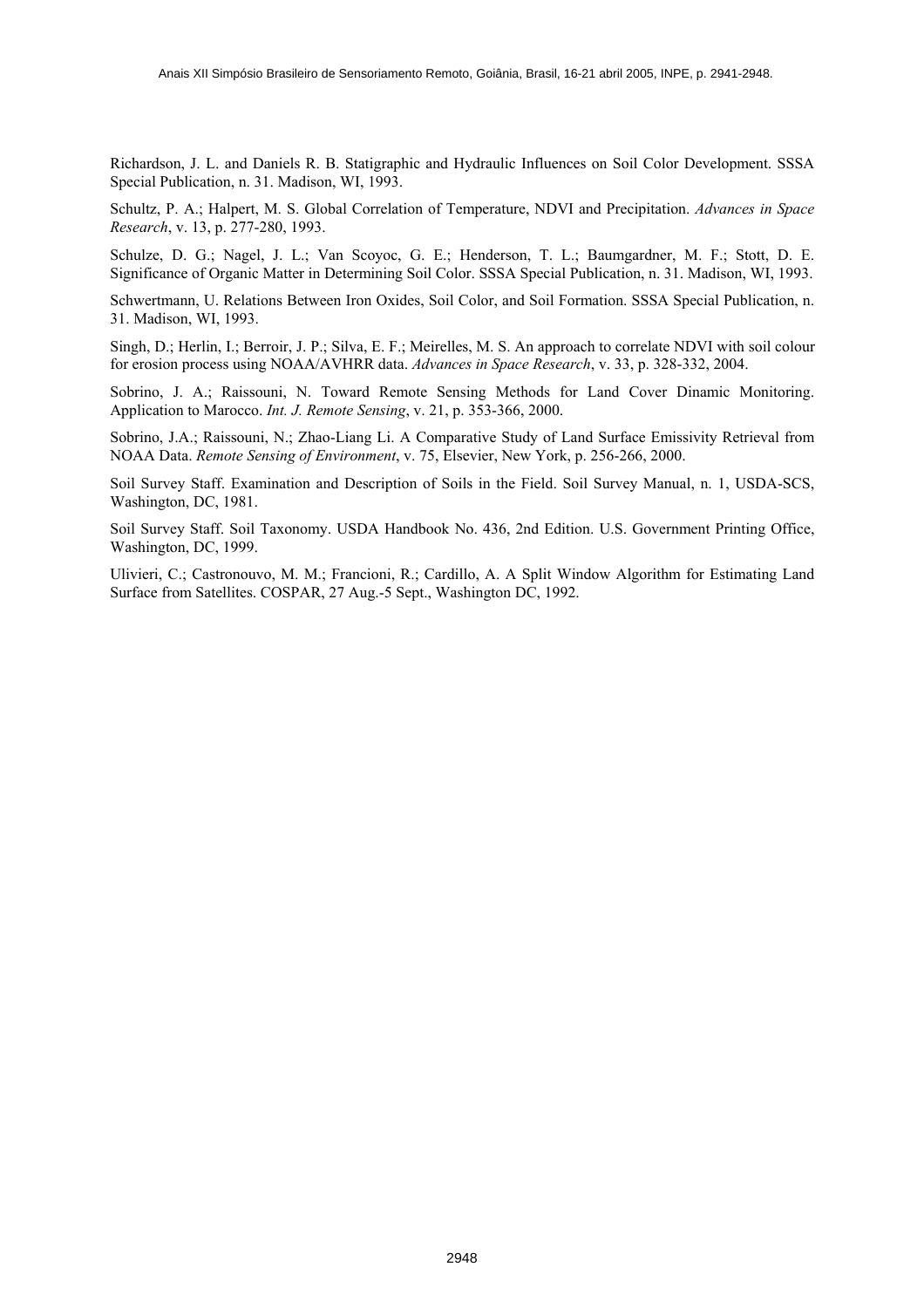Richardson, J. L. and Daniels R. B. Statigraphic and Hydraulic Influences on Soil Color Development. SSSA Special Publication, n. 31. Madison, WI, 1993.

Schultz, P. A.; Halpert, M. S. Global Correlation of Temperature, NDVI and Precipitation. *Advances in Space Research*, v. 13, p. 277-280, 1993.

Schulze, D. G.; Nagel, J. L.; Van Scoyoc, G. E.; Henderson, T. L.; Baumgardner, M. F.; Stott, D. E. Significance of Organic Matter in Determining Soil Color. SSSA Special Publication, n. 31. Madison, WI, 1993.

Schwertmann, U. Relations Between Iron Oxides, Soil Color, and Soil Formation. SSSA Special Publication, n. 31. Madison, WI, 1993.

Singh, D.; Herlin, I.; Berroir, J. P.; Silva, E. F.; Meirelles, M. S. An approach to correlate NDVI with soil colour for erosion process using NOAA/AVHRR data. *Advances in Space Research*, v. 33, p. 328-332, 2004.

Sobrino, J. A.; Raissouni, N. Toward Remote Sensing Methods for Land Cover Dinamic Monitoring. Application to Marocco. *Int. J. Remote Sensing*, v. 21, p. 353-366, 2000.

Sobrino, J.A.; Raissouni, N.; Zhao-Liang Li. A Comparative Study of Land Surface Emissivity Retrieval from NOAA Data. *Remote Sensing of Environment*, v. 75, Elsevier, New York, p. 256-266, 2000.

Soil Survey Staff. Examination and Description of Soils in the Field. Soil Survey Manual, n. 1, USDA-SCS, Washington, DC, 1981.

Soil Survey Staff. Soil Taxonomy. USDA Handbook No. 436, 2nd Edition. U.S. Government Printing Office, Washington, DC, 1999.

Ulivieri, C.; Castronouvo, M. M.; Francioni, R.; Cardillo, A. A Split Window Algorithm for Estimating Land Surface from Satellites. COSPAR, 27 Aug.-5 Sept., Washington DC, 1992.